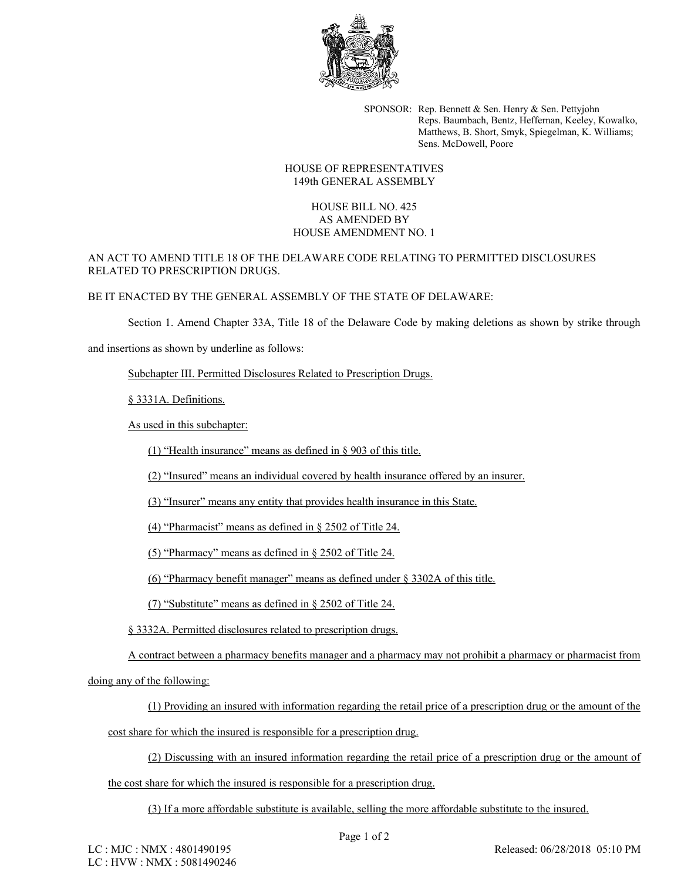SPONSOR: Rep. Bennett & Sen. Henry & Sen. Pettyjohn
Reps. Baumbach, Bentz, Heffernan, Keeley, Kowalko, Matthews, B. Short, Smyk, Spiegelman, K. Williams;
Sens. McDowell, Poore

HOUSE OF REPRESENTATIVES
149th GENERAL ASSEMBLY

HOUSE BILL NO. 425
AS AMENDED BY
HOUSE AMENDMENT NO. 1

AN ACT TO AMEND TITLE 18 OF THE DELAWARE CODE RELATING TO PERMITTED DISCLOSURES RELATED TO PRESCRIPTION DRUGS.

BE IT ENACTED BY THE GENERAL ASSEMBLY OF THE STATE OF DELAWARE:

Section 1. Amend Chapter 33A, Title 18 of the Delaware Code by making deletions as shown by strike through and insertions as shown by underline as follows:

<u>Subchapter III. Permitted Disclosures Related to Prescription Drugs.</u>

<u>§ 3331A. Definitions.</u>

<u>As used in this subchapter:</u>

<u>(1) "Health insurance" means as defined in § 903 of this title.</u>

<u>(2) "Insured" means an individual covered by health insurance offered by an insurer.</u>

<u>(3) "Insurer" means any entity that provides health insurance in this State.</u>

<u>(4) "Pharmacist" means as defined in § 2502 of Title 24.</u>

<u>(5) "Pharmacy" means as defined in § 2502 of Title 24.</u>

<u>(6) "Pharmacy benefit manager" means as defined under § 3302A of this title.</u>

<u>(7) "Substitute" means as defined in § 2502 of Title 24.</u>

<u>§ 3332A. Permitted disclosures related to prescription drugs.</u>

<u>A contract between a pharmacy benefits manager and a pharmacy may not prohibit a pharmacy or pharmacist from doing any of the following:</u>

<u>(1) Providing an insured with information regarding the retail price of a prescription drug or the amount of the cost share for which the insured is responsible for a prescription drug.</u>

<u>(2) Discussing with an insured information regarding the retail price of a prescription drug or the amount of the cost share for which the insured is responsible for a prescription drug.</u>

<u>(3) If a more affordable substitute is available, selling the more affordable substitute to the insured.</u>

LC : MJC : NMX : 4801490195
LC : HVW : NMX : 5081490246

Released: 06/28/2018 05:10 PM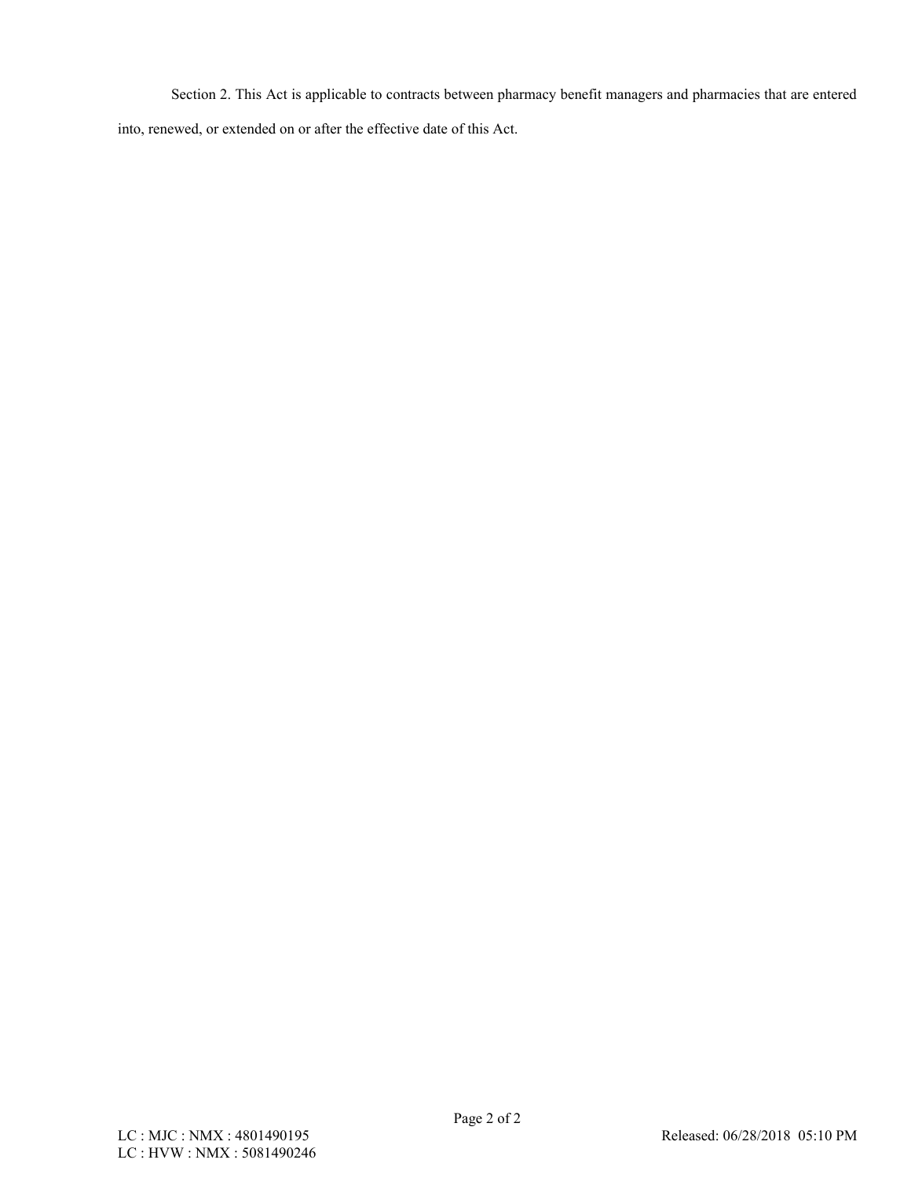Section 2. This Act is applicable to contracts between pharmacy benefit managers and pharmacies that are entered into, renewed, or extended on or after the effective date of this Act.

LC : MJC : NMX : 4801490195
LC : HVW : NMX : 5081490246

Released: 06/28/2018 05:10 PM